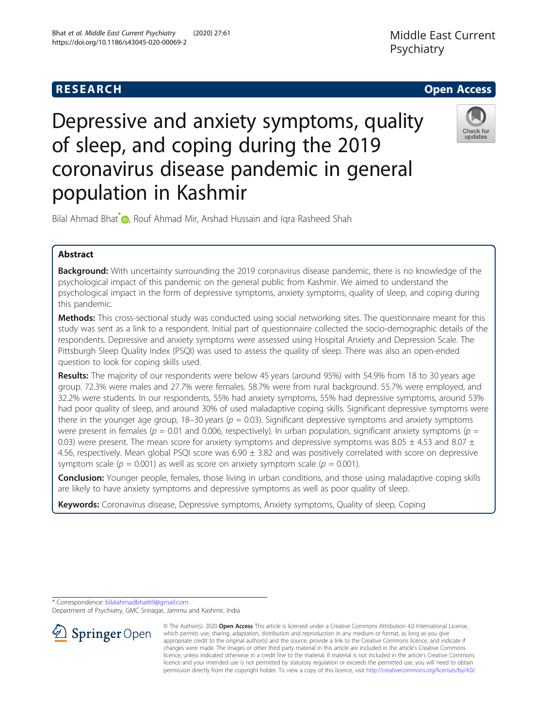RESEARCH Open Access

# Depressive and anxiety symptoms, quality of sleep, and coping during the 2019 coronavirus disease pandemic in general population in Kashmir

Bilal Ahmad Bhat*, Rouf Ahmad Mir, Arshad Hussain and Iqra Rasheed Shah

## Abstract

**Background:** With uncertainty surrounding the 2019 coronavirus disease pandemic, there is no knowledge of the psychological impact of this pandemic on the general public from Kashmir. We aimed to understand the psychological impact in the form of depressive symptoms, anxiety symptoms, quality of sleep, and coping during this pandemic.

**Methods:** This cross-sectional study was conducted using social networking sites. The questionnaire meant for this study was sent as a link to a respondent. Initial part of questionnaire collected the socio-demographic details of the respondents. Depressive and anxiety symptoms were assessed using Hospital Anxiety and Depression Scale. The Pittsburgh Sleep Quality Index (PSQI) was used to assess the quality of sleep. There was also an open-ended question to look for coping skills used.

**Results:** The majority of our respondents were below 45 years (around 95%) with 54.9% from 18 to 30 years age group. 72.3% were males and 27.7% were females. 58.7% were from rural background. 55.7% were employed, and 32.2% were students. In our respondents, 55% had anxiety symptoms, 55% had depressive symptoms, around 53% had poor quality of sleep, and around 30% of used maladaptive coping skills. Significant depressive symptoms were there in the younger age group, 18–30 years ($p = 0.03$). Significant depressive symptoms and anxiety symptoms were present in females ($p = 0.01$ and 0.006, respectively). In urban population, significant anxiety symptoms ($p = 0.03$) were present. The mean score for anxiety symptoms and depressive symptoms was 8.05 ± 4.53 and 8.07 ± 4.56, respectively. Mean global PSQI score was 6.90 ± 3.82 and was positively correlated with score on depressive symptom scale ($p = 0.001$) as well as score on anxiety symptom scale ($p = 0.001$).

**Conclusion:** Younger people, females, those living in urban conditions, and those using maladaptive coping skills are likely to have anxiety symptoms and depressive symptoms as well as poor quality of sleep.

**Keywords:** Coronavirus disease, Depressive symptoms, Anxiety symptoms, Quality of sleep, Coping

* Correspondence: bilalahmadbhat69@gmail.com
Department of Psychiatry, GMC Srinagar, Jammu and Kashmir, India

© The Author(s). 2020 **Open Access** This article is licensed under a Creative Commons Attribution 4.0 International License, which permits use, sharing, adaptation, distribution and reproduction in any medium or format, as long as you give appropriate credit to the original author(s) and the source, provide a link to the Creative Commons licence, and indicate if changes were made. The images or other third party material in this article are included in the article's Creative Commons licence, unless indicated otherwise in a credit line to the material. If material is not included in the article's Creative Commons licence and your intended use is not permitted by statutory regulation or exceeds the permitted use, you will need to obtain permission directly from the copyright holder. To view a copy of this licence, visit http://creativecommons.org/licenses/by/4.0/.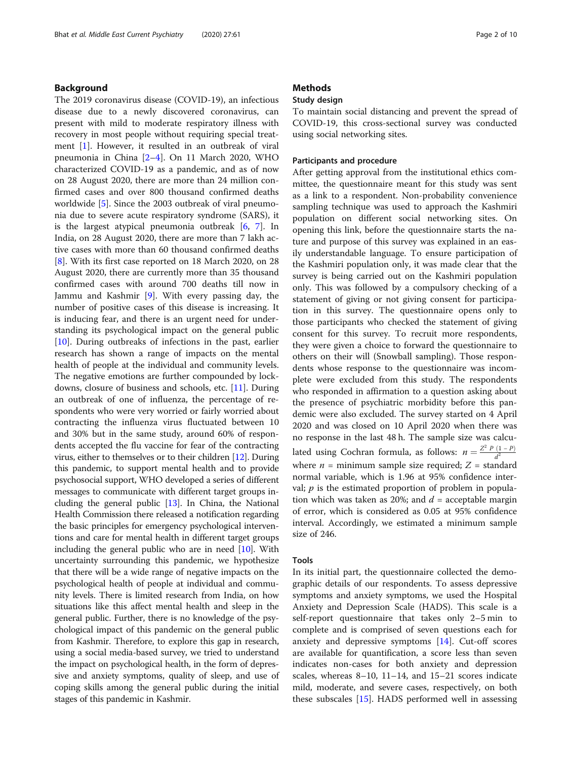## Background

The 2019 coronavirus disease (COVID-19), an infectious disease due to a newly discovered coronavirus, can present with mild to moderate respiratory illness with recovery in most people without requiring special treatment [1]. However, it resulted in an outbreak of viral pneumonia in China [2–4]. On 11 March 2020, WHO characterized COVID-19 as a pandemic, and as of now on 28 August 2020, there are more than 24 million confirmed cases and over 800 thousand confirmed deaths worldwide [5]. Since the 2003 outbreak of viral pneumonia due to severe acute respiratory syndrome (SARS), it is the largest atypical pneumonia outbreak [6, 7]. In India, on 28 August 2020, there are more than 7 lakh active cases with more than 60 thousand confirmed deaths [8]. With its first case reported on 18 March 2020, on 28 August 2020, there are currently more than 35 thousand confirmed cases with around 700 deaths till now in Jammu and Kashmir [9]. With every passing day, the number of positive cases of this disease is increasing. It is inducing fear, and there is an urgent need for understanding its psychological impact on the general public [10]. During outbreaks of infections in the past, earlier research has shown a range of impacts on the mental health of people at the individual and community levels. The negative emotions are further compounded by lockdowns, closure of business and schools, etc. [11]. During an outbreak of one of influenza, the percentage of respondents who were very worried or fairly worried about contracting the influenza virus fluctuated between 10 and 30% but in the same study, around 60% of respondents accepted the flu vaccine for fear of the contracting virus, either to themselves or to their children [12]. During this pandemic, to support mental health and to provide psychosocial support, WHO developed a series of different messages to communicate with different target groups including the general public [13]. In China, the National Health Commission there released a notification regarding the basic principles for emergency psychological interventions and care for mental health in different target groups including the general public who are in need [10]. With uncertainty surrounding this pandemic, we hypothesize that there will be a wide range of negative impacts on the psychological health of people at individual and community levels. There is limited research from India, on how situations like this affect mental health and sleep in the general public. Further, there is no knowledge of the psychological impact of this pandemic on the general public from Kashmir. Therefore, to explore this gap in research, using a social media-based survey, we tried to understand the impact on psychological health, in the form of depressive and anxiety symptoms, quality of sleep, and use of coping skills among the general public during the initial stages of this pandemic in Kashmir.

## Methods

### Study design

To maintain social distancing and prevent the spread of COVID-19, this cross-sectional survey was conducted using social networking sites.

#### Participants and procedure

After getting approval from the institutional ethics committee, the questionnaire meant for this study was sent as a link to a respondent. Non-probability convenience sampling technique was used to approach the Kashmiri population on different social networking sites. On opening this link, before the questionnaire starts the nature and purpose of this survey was explained in an easily understandable language. To ensure participation of the Kashmiri population only, it was made clear that the survey is being carried out on the Kashmiri population only. This was followed by a compulsory checking of a statement of giving or not giving consent for participation in this survey. The questionnaire opens only to those participants who checked the statement of giving consent for this survey. To recruit more respondents, they were given a choice to forward the questionnaire to others on their will (Snowball sampling). Those respondents whose response to the questionnaire was incomplete were excluded from this study. The respondents who responded in affirmation to a question asking about the presence of psychiatric morbidity before this pandemic were also excluded. The survey started on 4 April 2020 and was closed on 10 April 2020 when there was no response in the last 48 h. The sample size was calculated using Cochran formula, as follows: $n = \frac{Z^2 \, P \, (1-P)}{d^2}$ where $n$ = minimum sample size required; $Z$ = standard normal variable, which is 1.96 at 95% confidence interval; $p$ is the estimated proportion of problem in population which was taken as 20%; and $d$ = acceptable margin of error, which is considered as 0.05 at 95% confidence interval. Accordingly, we estimated a minimum sample size of 246.

### Tools

In its initial part, the questionnaire collected the demographic details of our respondents. To assess depressive symptoms and anxiety symptoms, we used the Hospital Anxiety and Depression Scale (HADS). This scale is a self-report questionnaire that takes only 2–5 min to complete and is comprised of seven questions each for anxiety and depressive symptoms [14]. Cut-off scores are available for quantification, a score less than seven indicates non-cases for both anxiety and depression scales, whereas 8–10, 11–14, and 15–21 scores indicate mild, moderate, and severe cases, respectively, on both these subscales [15]. HADS performed well in assessing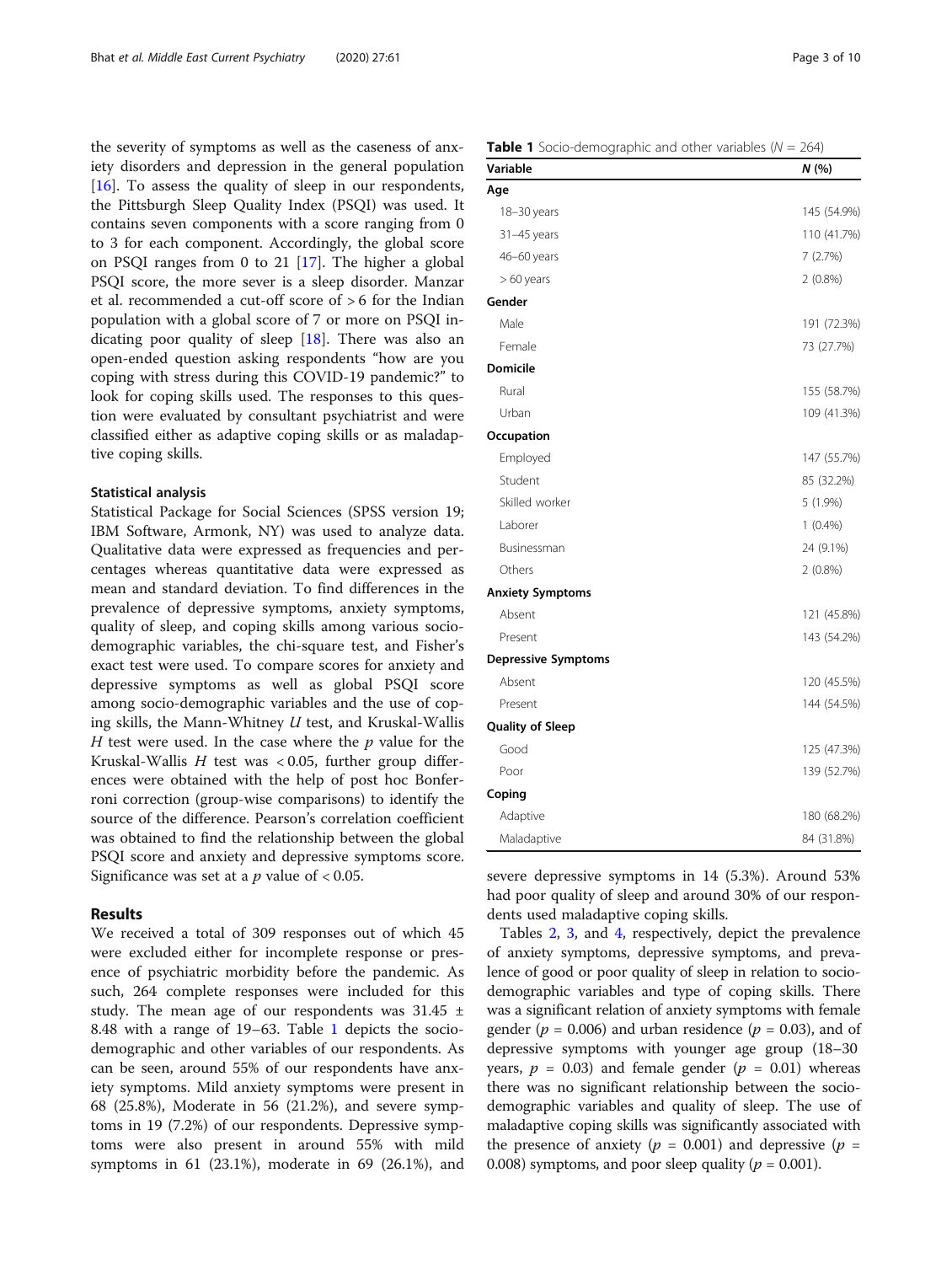the severity of symptoms as well as the caseness of anxiety disorders and depression in the general population [16]. To assess the quality of sleep in our respondents, the Pittsburgh Sleep Quality Index (PSQI) was used. It contains seven components with a score ranging from 0 to 3 for each component. Accordingly, the global score on PSQI ranges from 0 to 21 [17]. The higher a global PSQI score, the more sever is a sleep disorder. Manzar et al. recommended a cut-off score of > 6 for the Indian population with a global score of 7 or more on PSQI indicating poor quality of sleep [18]. There was also an open-ended question asking respondents "how are you coping with stress during this COVID-19 pandemic?" to look for coping skills used. The responses to this question were evaluated by consultant psychiatrist and were classified either as adaptive coping skills or as maladaptive coping skills.

### Statistical analysis

Statistical Package for Social Sciences (SPSS version 19; IBM Software, Armonk, NY) was used to analyze data. Qualitative data were expressed as frequencies and percentages whereas quantitative data were expressed as mean and standard deviation. To find differences in the prevalence of depressive symptoms, anxiety symptoms, quality of sleep, and coping skills among various socio-demographic variables, the chi-square test, and Fisher's exact test were used. To compare scores for anxiety and depressive symptoms as well as global PSQI score among socio-demographic variables and the use of coping skills, the Mann-Whitney *U* test, and Kruskal-Wallis *H* test were used. In the case where the *p* value for the Kruskal-Wallis *H* test was < 0.05, further group differences were obtained with the help of post hoc Bonferroni correction (group-wise comparisons) to identify the source of the difference. Pearson's correlation coefficient was obtained to find the relationship between the global PSQI score and anxiety and depressive symptoms score. Significance was set at a *p* value of < 0.05.

## Results

We received a total of 309 responses out of which 45 were excluded either for incomplete response or presence of psychiatric morbidity before the pandemic. As such, 264 complete responses were included for this study. The mean age of our respondents was 31.45 ± 8.48 with a range of 19–63. Table 1 depicts the socio-demographic and other variables of our respondents. As can be seen, around 55% of our respondents have anxiety symptoms. Mild anxiety symptoms were present in 68 (25.8%), Moderate in 56 (21.2%), and severe symptoms in 19 (7.2%) of our respondents. Depressive symptoms were also present in around 55% with mild symptoms in 61 (23.1%), moderate in 69 (26.1%), and severe depressive symptoms in 14 (5.3%). Around 53% had poor quality of sleep and around 30% of our respondents used maladaptive coping skills.

**Table 1** Socio-demographic and other variables (*N* = 264)

| Variable | *N* (%) |
|---|---|
| **Age** | |
| 18–30 years | 145 (54.9%) |
| 31–45 years | 110 (41.7%) |
| 46–60 years | 7 (2.7%) |
| > 60 years | 2 (0.8%) |
| **Gender** | |
| Male | 191 (72.3%) |
| Female | 73 (27.7%) |
| **Domicile** | |
| Rural | 155 (58.7%) |
| Urban | 109 (41.3%) |
| **Occupation** | |
| Employed | 147 (55.7%) |
| Student | 85 (32.2%) |
| Skilled worker | 5 (1.9%) |
| Laborer | 1 (0.4%) |
| Businessman | 24 (9.1%) |
| Others | 2 (0.8%) |
| **Anxiety Symptoms** | |
| Absent | 121 (45.8%) |
| Present | 143 (54.2%) |
| **Depressive Symptoms** | |
| Absent | 120 (45.5%) |
| Present | 144 (54.5%) |
| **Quality of Sleep** | |
| Good | 125 (47.3%) |
| Poor | 139 (52.7%) |
| **Coping** | |
| Adaptive | 180 (68.2%) |
| Maladaptive | 84 (31.8%) |

Tables 2, 3, and 4, respectively, depict the prevalence of anxiety symptoms, depressive symptoms, and prevalence of good or poor quality of sleep in relation to socio-demographic variables and type of coping skills. There was a significant relation of anxiety symptoms with female gender ($p$ = 0.006) and urban residence ($p$ = 0.03), and of depressive symptoms with younger age group (18–30 years, $p$ = 0.03) and female gender ($p$ = 0.01) whereas there was no significant relationship between the socio-demographic variables and quality of sleep. The use of maladaptive coping skills was significantly associated with the presence of anxiety ($p$ = 0.001) and depressive ($p$ = 0.008) symptoms, and poor sleep quality ($p$ = 0.001).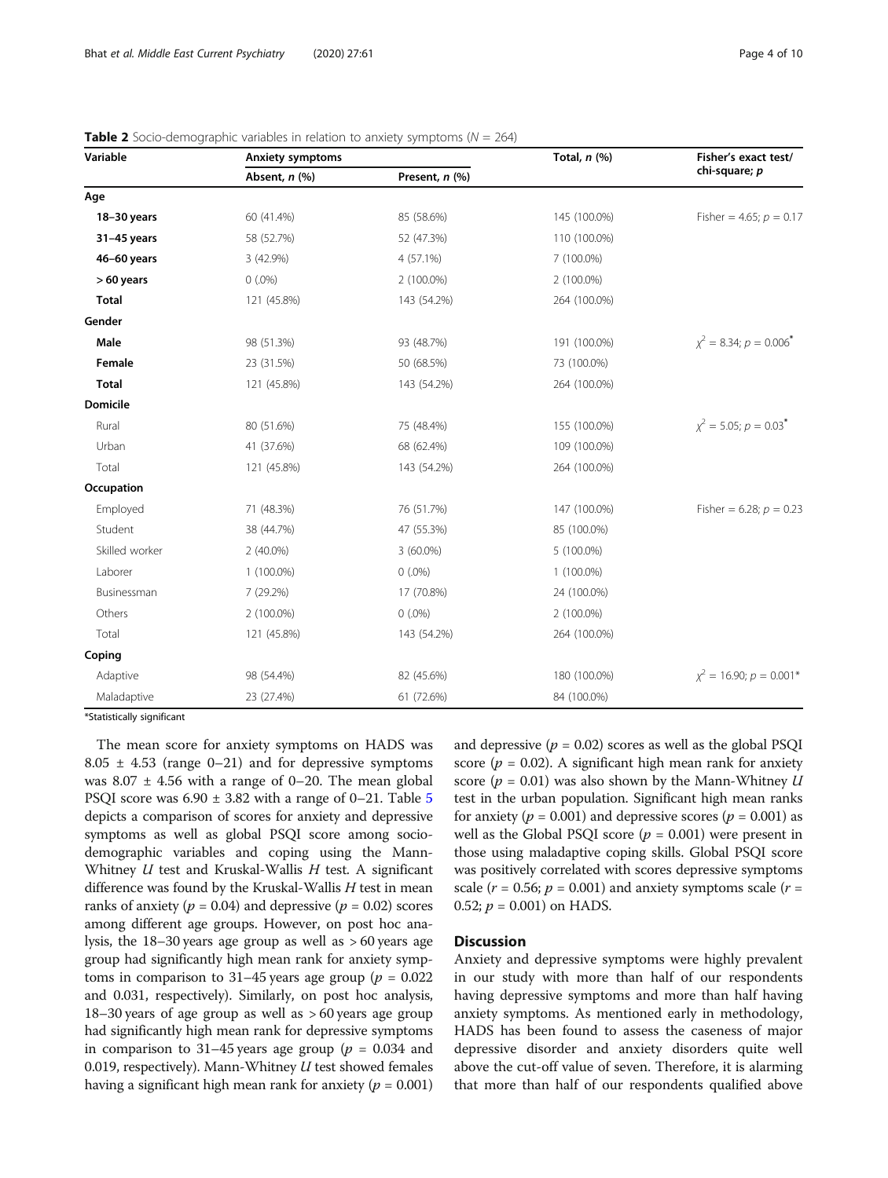**Table 2** Socio-demographic variables in relation to anxiety symptoms ($N$ = 264)

| Variable | Anxiety symptoms | | Total, *n* (%) | Fisher's exact test/ chi-square; *p* |
|---|---|---|---|---|
| | Absent, *n* (%) | Present, *n* (%) | | |
| **Age** | | | | |
| **18–30 years** | 60 (41.4%) | 85 (58.6%) | 145 (100.0%) | Fisher = 4.65; $p$ = 0.17 |
| **31–45 years** | 58 (52.7%) | 52 (47.3%) | 110 (100.0%) | |
| **46–60 years** | 3 (42.9%) | 4 (57.1%) | 7 (100.0%) | |
| **> 60 years** | 0 (.0%) | 2 (100.0%) | 2 (100.0%) | |
| **Total** | 121 (45.8%) | 143 (54.2%) | 264 (100.0%) | |
| **Gender** | | | | |
| **Male** | 98 (51.3%) | 93 (48.7%) | 191 (100.0%) | $\chi^2$ = 8.34; $p$ = 0.006* |
| **Female** | 23 (31.5%) | 50 (68.5%) | 73 (100.0%) | |
| **Total** | 121 (45.8%) | 143 (54.2%) | 264 (100.0%) | |
| **Domicile** | | | | |
| Rural | 80 (51.6%) | 75 (48.4%) | 155 (100.0%) | $\chi^2$ = 5.05; $p$ = 0.03* |
| Urban | 41 (37.6%) | 68 (62.4%) | 109 (100.0%) | |
| Total | 121 (45.8%) | 143 (54.2%) | 264 (100.0%) | |
| **Occupation** | | | | |
| Employed | 71 (48.3%) | 76 (51.7%) | 147 (100.0%) | Fisher = 6.28; $p$ = 0.23 |
| Student | 38 (44.7%) | 47 (55.3%) | 85 (100.0%) | |
| Skilled worker | 2 (40.0%) | 3 (60.0%) | 5 (100.0%) | |
| Laborer | 1 (100.0%) | 0 (.0%) | 1 (100.0%) | |
| Businessman | 7 (29.2%) | 17 (70.8%) | 24 (100.0%) | |
| Others | 2 (100.0%) | 0 (.0%) | 2 (100.0%) | |
| Total | 121 (45.8%) | 143 (54.2%) | 264 (100.0%) | |
| **Coping** | | | | |
| Adaptive | 98 (54.4%) | 82 (45.6%) | 180 (100.0%) | $\chi^2$ = 16.90; $p$ = 0.001* |
| Maladaptive | 23 (27.4%) | 61 (72.6%) | 84 (100.0%) | |

*Statistically significant

The mean score for anxiety symptoms on HADS was 8.05 ± 4.53 (range 0–21) and for depressive symptoms was 8.07 ± 4.56 with a range of 0–20. The mean global PSQI score was 6.90 ± 3.82 with a range of 0–21. Table 5 depicts a comparison of scores for anxiety and depressive symptoms as well as global PSQI score among socio-demographic variables and coping using the Mann-Whitney $U$ test and Kruskal-Wallis $H$ test. A significant difference was found by the Kruskal-Wallis $H$ test in mean ranks of anxiety ($p$ = 0.04) and depressive ($p$ = 0.02) scores among different age groups. However, on post hoc analysis, the 18–30 years age group as well as > 60 years age group had significantly high mean rank for anxiety symptoms in comparison to 31–45 years age group ($p$ = 0.022 and 0.031, respectively). Similarly, on post hoc analysis, 18–30 years of age group as well as > 60 years age group had significantly high mean rank for depressive symptoms in comparison to 31–45 years age group ($p$ = 0.034 and 0.019, respectively). Mann-Whitney $U$ test showed females having a significant high mean rank for anxiety ($p$ = 0.001) and depressive ($p$ = 0.02) scores as well as the global PSQI score ($p$ = 0.02). A significant high mean rank for anxiety score ($p$ = 0.01) was also shown by the Mann-Whitney $U$ test in the urban population. Significant high mean ranks for anxiety ($p$ = 0.001) and depressive scores ($p$ = 0.001) as well as the Global PSQI score ($p$ = 0.001) were present in those using maladaptive coping skills. Global PSQI score was positively correlated with scores depressive symptoms scale ($r$ = 0.56; $p$ = 0.001) and anxiety symptoms scale ($r$ = 0.52; $p$ = 0.001) on HADS.

## Discussion

Anxiety and depressive symptoms were highly prevalent in our study with more than half of our respondents having depressive symptoms and more than half having anxiety symptoms. As mentioned early in methodology, HADS has been found to assess the caseness of major depressive disorder and anxiety disorders quite well above the cut-off value of seven. Therefore, it is alarming that more than half of our respondents qualified above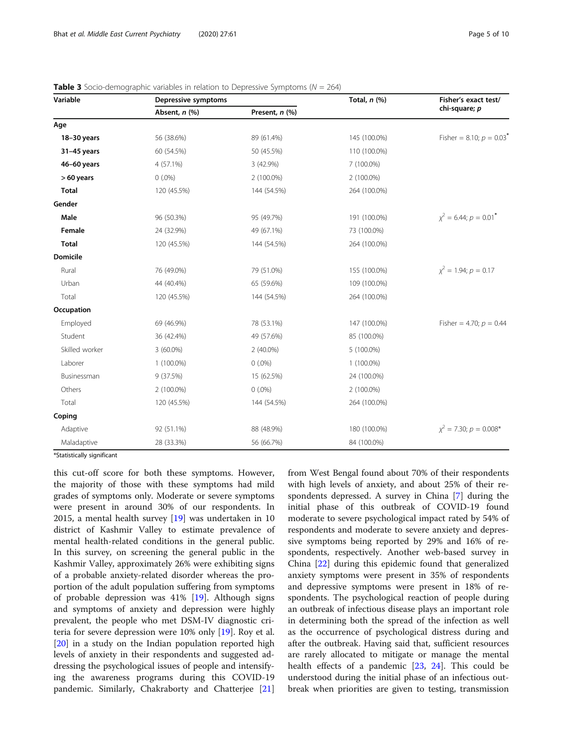**Table 3** Socio-demographic variables in relation to Depressive Symptoms ($N$ = 264)

| Variable | Depressive symptoms | | Total, *n* (%) | Fisher's exact test/ chi-square; *p* |
|---|---|---|---|---|
| | Absent, *n* (%) | Present, *n* (%) | | |
| **Age** | | | | |
| **18–30 years** | 56 (38.6%) | 89 (61.4%) | 145 (100.0%) | Fisher = 8.10; $p$ = 0.03* |
| **31–45 years** | 60 (54.5%) | 50 (45.5%) | 110 (100.0%) | |
| **46–60 years** | 4 (57.1%) | 3 (42.9%) | 7 (100.0%) | |
| **> 60 years** | 0 (.0%) | 2 (100.0%) | 2 (100.0%) | |
| **Total** | 120 (45.5%) | 144 (54.5%) | 264 (100.0%) | |
| **Gender** | | | | |
| **Male** | 96 (50.3%) | 95 (49.7%) | 191 (100.0%) | $\chi^2$ = 6.44; $p$ = 0.01* |
| **Female** | 24 (32.9%) | 49 (67.1%) | 73 (100.0%) | |
| **Total** | 120 (45.5%) | 144 (54.5%) | 264 (100.0%) | |
| **Domicile** | | | | |
| Rural | 76 (49.0%) | 79 (51.0%) | 155 (100.0%) | $\chi^2$ = 1.94; $p$ = 0.17 |
| Urban | 44 (40.4%) | 65 (59.6%) | 109 (100.0%) | |
| Total | 120 (45.5%) | 144 (54.5%) | 264 (100.0%) | |
| **Occupation** | | | | |
| Employed | 69 (46.9%) | 78 (53.1%) | 147 (100.0%) | Fisher = 4.70; $p$ = 0.44 |
| Student | 36 (42.4%) | 49 (57.6%) | 85 (100.0%) | |
| Skilled worker | 3 (60.0%) | 2 (40.0%) | 5 (100.0%) | |
| Laborer | 1 (100.0%) | 0 (.0%) | 1 (100.0%) | |
| Businessman | 9 (37.5%) | 15 (62.5%) | 24 (100.0%) | |
| Others | 2 (100.0%) | 0 (.0%) | 2 (100.0%) | |
| Total | 120 (45.5%) | 144 (54.5%) | 264 (100.0%) | |
| **Coping** | | | | |
| Adaptive | 92 (51.1%) | 88 (48.9%) | 180 (100.0%) | $\chi^2$ = 7.30; $p$ = 0.008* |
| Maladaptive | 28 (33.3%) | 56 (66.7%) | 84 (100.0%) | |

*Statistically significant

this cut-off score for both these symptoms. However, the majority of those with these symptoms had mild grades of symptoms only. Moderate or severe symptoms were present in around 30% of our respondents. In 2015, a mental health survey [19] was undertaken in 10 district of Kashmir Valley to estimate prevalence of mental health-related conditions in the general public. In this survey, on screening the general public in the Kashmir Valley, approximately 26% were exhibiting signs of a probable anxiety-related disorder whereas the proportion of the adult population suffering from symptoms of probable depression was 41% [19]. Although signs and symptoms of anxiety and depression were highly prevalent, the people who met DSM-IV diagnostic criteria for severe depression were 10% only [19]. Roy et al. [20] in a study on the Indian population reported high levels of anxiety in their respondents and suggested addressing the psychological issues of people and intensifying the awareness programs during this COVID-19 pandemic. Similarly, Chakraborty and Chatterjee [21] from West Bengal found about 70% of their respondents with high levels of anxiety, and about 25% of their respondents depressed. A survey in China [7] during the initial phase of this outbreak of COVID-19 found moderate to severe psychological impact rated by 54% of respondents and moderate to severe anxiety and depressive symptoms being reported by 29% and 16% of respondents, respectively. Another web-based survey in China [22] during this epidemic found that generalized anxiety symptoms were present in 35% of respondents and depressive symptoms were present in 18% of respondents. The psychological reaction of people during an outbreak of infectious disease plays an important role in determining both the spread of the infection as well as the occurrence of psychological distress during and after the outbreak. Having said that, sufficient resources are rarely allocated to mitigate or manage the mental health effects of a pandemic [23, 24]. This could be understood during the initial phase of an infectious outbreak when priorities are given to testing, transmission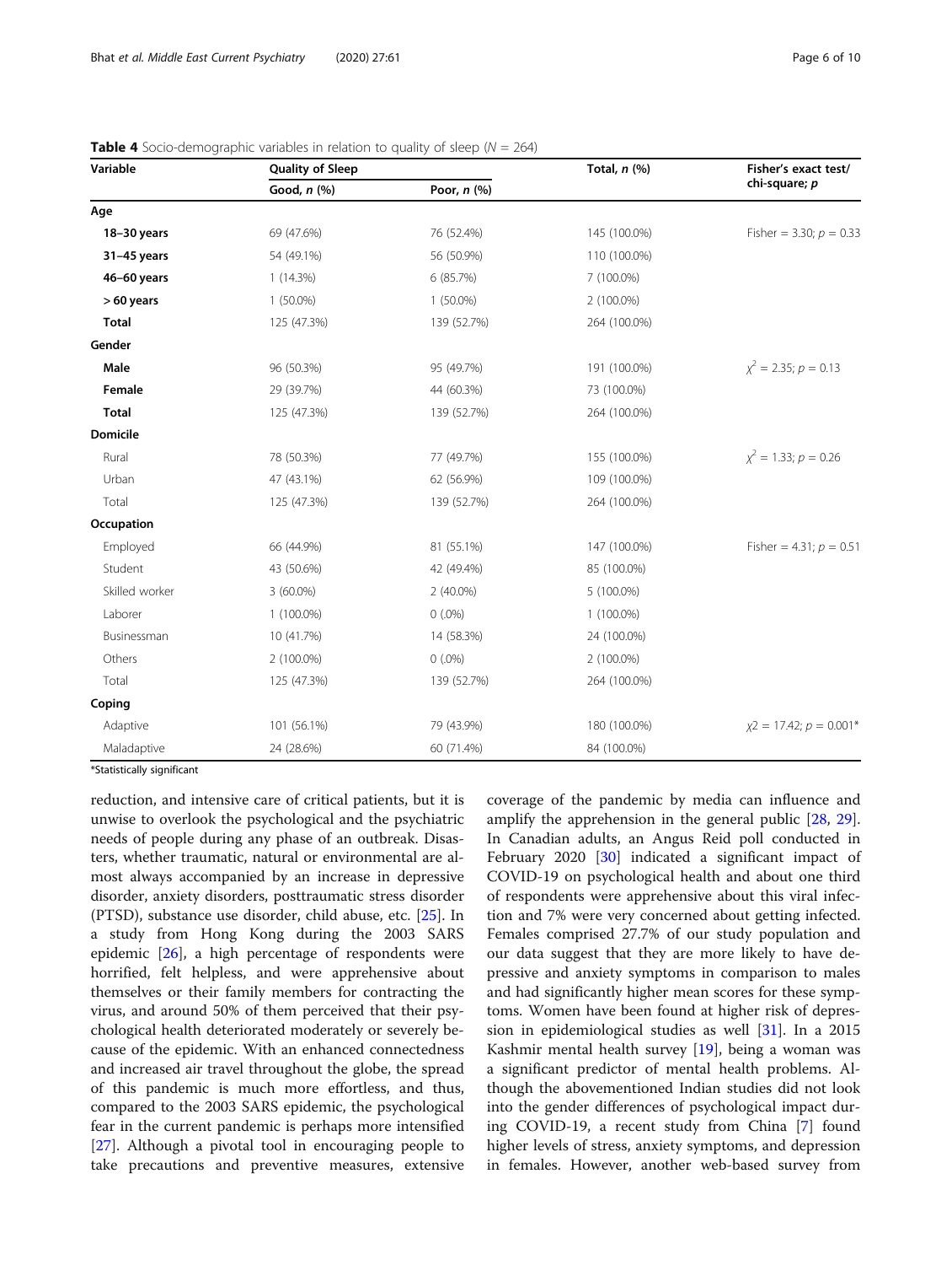**Table 4** Socio-demographic variables in relation to quality of sleep ($N = 264$)

| Variable | Quality of Sleep | | Total, *n* (%) | Fisher's exact test/ chi-square; *p* |
|---|---|---|---|---|
| | Good, *n* (%) | Poor, *n* (%) | | |
| **Age** | | | | |
| **18–30 years** | 69 (47.6%) | 76 (52.4%) | 145 (100.0%) | Fisher = 3.30; $p = 0.33$ |
| **31–45 years** | 54 (49.1%) | 56 (50.9%) | 110 (100.0%) | |
| **46–60 years** | 1 (14.3%) | 6 (85.7%) | 7 (100.0%) | |
| **> 60 years** | 1 (50.0%) | 1 (50.0%) | 2 (100.0%) | |
| **Total** | 125 (47.3%) | 139 (52.7%) | 264 (100.0%) | |
| **Gender** | | | | |
| **Male** | 96 (50.3%) | 95 (49.7%) | 191 (100.0%) | $\chi^2 = 2.35$; $p = 0.13$ |
| **Female** | 29 (39.7%) | 44 (60.3%) | 73 (100.0%) | |
| **Total** | 125 (47.3%) | 139 (52.7%) | 264 (100.0%) | |
| **Domicile** | | | | |
| Rural | 78 (50.3%) | 77 (49.7%) | 155 (100.0%) | $\chi^2 = 1.33$; $p = 0.26$ |
| Urban | 47 (43.1%) | 62 (56.9%) | 109 (100.0%) | |
| Total | 125 (47.3%) | 139 (52.7%) | 264 (100.0%) | |
| **Occupation** | | | | |
| Employed | 66 (44.9%) | 81 (55.1%) | 147 (100.0%) | Fisher = 4.31; $p = 0.51$ |
| Student | 43 (50.6%) | 42 (49.4%) | 85 (100.0%) | |
| Skilled worker | 3 (60.0%) | 2 (40.0%) | 5 (100.0%) | |
| Laborer | 1 (100.0%) | 0 (.0%) | 1 (100.0%) | |
| Businessman | 10 (41.7%) | 14 (58.3%) | 24 (100.0%) | |
| Others | 2 (100.0%) | 0 (.0%) | 2 (100.0%) | |
| Total | 125 (47.3%) | 139 (52.7%) | 264 (100.0%) | |
| **Coping** | | | | |
| Adaptive | 101 (56.1%) | 79 (43.9%) | 180 (100.0%) | $\chi2 = 17.42$; $p = 0.001$* |
| Maladaptive | 24 (28.6%) | 60 (71.4%) | 84 (100.0%) | |

*Statistically significant

reduction, and intensive care of critical patients, but it is unwise to overlook the psychological and the psychiatric needs of people during any phase of an outbreak. Disasters, whether traumatic, natural or environmental are almost always accompanied by an increase in depressive disorder, anxiety disorders, posttraumatic stress disorder (PTSD), substance use disorder, child abuse, etc. [25]. In a study from Hong Kong during the 2003 SARS epidemic [26], a high percentage of respondents were horrified, felt helpless, and were apprehensive about themselves or their family members for contracting the virus, and around 50% of them perceived that their psychological health deteriorated moderately or severely because of the epidemic. With an enhanced connectedness and increased air travel throughout the globe, the spread of this pandemic is much more effortless, and thus, compared to the 2003 SARS epidemic, the psychological fear in the current pandemic is perhaps more intensified [27]. Although a pivotal tool in encouraging people to take precautions and preventive measures, extensive coverage of the pandemic by media can influence and amplify the apprehension in the general public [28, 29]. In Canadian adults, an Angus Reid poll conducted in February 2020 [30] indicated a significant impact of COVID-19 on psychological health and about one third of respondents were apprehensive about this viral infection and 7% were very concerned about getting infected. Females comprised 27.7% of our study population and our data suggest that they are more likely to have depressive and anxiety symptoms in comparison to males and had significantly higher mean scores for these symptoms. Women have been found at higher risk of depression in epidemiological studies as well [31]. In a 2015 Kashmir mental health survey [19], being a woman was a significant predictor of mental health problems. Although the abovementioned Indian studies did not look into the gender differences of psychological impact during COVID-19, a recent study from China [7] found higher levels of stress, anxiety symptoms, and depression in females. However, another web-based survey from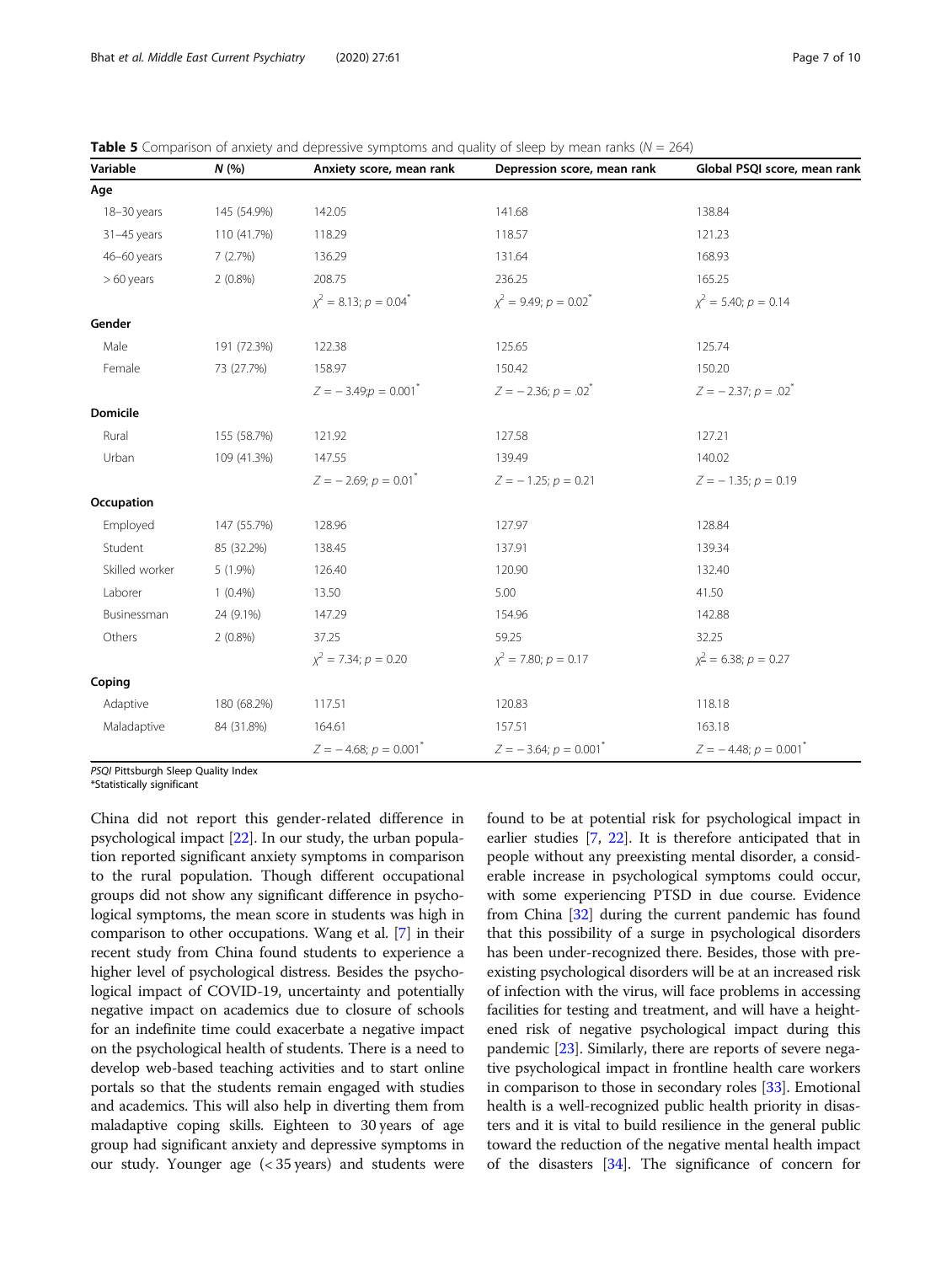**Table 5** Comparison of anxiety and depressive symptoms and quality of sleep by mean ranks ($N = 264$)

| Variable | N (%) | Anxiety score, mean rank | Depression score, mean rank | Global PSQI score, mean rank |
|---|---|---|---|---|
| **Age** | | | | |
| 18–30 years | 145 (54.9%) | 142.05 | 141.68 | 138.84 |
| 31–45 years | 110 (41.7%) | 118.29 | 118.57 | 121.23 |
| 46–60 years | 7 (2.7%) | 136.29 | 131.64 | 168.93 |
| > 60 years | 2 (0.8%) | 208.75 | 236.25 | 165.25 |
| | | $\chi^2 = 8.13$; $p = 0.04^*$ | $\chi^2 = 9.49$; $p = 0.02^*$ | $\chi^2 = 5.40$; $p = 0.14$ |
| **Gender** | | | | |
| Male | 191 (72.3%) | 122.38 | 125.65 | 125.74 |
| Female | 73 (27.7%) | 158.97 | 150.42 | 150.20 |
| | | $Z = -3.49$;$p = 0.001^*$ | $Z = -2.36$; $p = .02^*$ | $Z = -2.37$; $p = .02^*$ |
| **Domicile** | | | | |
| Rural | 155 (58.7%) | 121.92 | 127.58 | 127.21 |
| Urban | 109 (41.3%) | 147.55 | 139.49 | 140.02 |
| | | $Z = -2.69$; $p = 0.01^*$ | $Z = -1.25$; $p = 0.21$ | $Z = -1.35$; $p = 0.19$ |
| **Occupation** | | | | |
| Employed | 147 (55.7%) | 128.96 | 127.97 | 128.84 |
| Student | 85 (32.2%) | 138.45 | 137.91 | 139.34 |
| Skilled worker | 5 (1.9%) | 126.40 | 120.90 | 132.40 |
| Laborer | 1 (0.4%) | 13.50 | 5.00 | 41.50 |
| Businessman | 24 (9.1%) | 147.29 | 154.96 | 142.88 |
| Others | 2 (0.8%) | 37.25 | 59.25 | 32.25 |
| | | $\chi^2 = 7.34$; $p = 0.20$ | $\chi^2 = 7.80$; $p = 0.17$ | $\chi^2 = 6.38$; $p = 0.27$ |
| **Coping** | | | | |
| Adaptive | 180 (68.2%) | 117.51 | 120.83 | 118.18 |
| Maladaptive | 84 (31.8%) | 164.61 | 157.51 | 163.18 |
| | | $Z = -4.68$; $p = 0.001^*$ | $Z = -3.64$; $p = 0.001^*$ | $Z = -4.48$; $p = 0.001^*$ |

*PSQI* Pittsburgh Sleep Quality Index
*Statistically significant

China did not report this gender-related difference in psychological impact [22]. In our study, the urban population reported significant anxiety symptoms in comparison to the rural population. Though different occupational groups did not show any significant difference in psychological symptoms, the mean score in students was high in comparison to other occupations. Wang et al. [7] in their recent study from China found students to experience a higher level of psychological distress. Besides the psychological impact of COVID-19, uncertainty and potentially negative impact on academics due to closure of schools for an indefinite time could exacerbate a negative impact on the psychological health of students. There is a need to develop web-based teaching activities and to start online portals so that the students remain engaged with studies and academics. This will also help in diverting them from maladaptive coping skills. Eighteen to 30 years of age group had significant anxiety and depressive symptoms in our study. Younger age (< 35 years) and students were found to be at potential risk for psychological impact in earlier studies [7, 22]. It is therefore anticipated that in people without any preexisting mental disorder, a considerable increase in psychological symptoms could occur, with some experiencing PTSD in due course. Evidence from China [32] during the current pandemic has found that this possibility of a surge in psychological disorders has been under-recognized there. Besides, those with preexisting psychological disorders will be at an increased risk of infection with the virus, will face problems in accessing facilities for testing and treatment, and will have a heightened risk of negative psychological impact during this pandemic [23]. Similarly, there are reports of severe negative psychological impact in frontline health care workers in comparison to those in secondary roles [33]. Emotional health is a well-recognized public health priority in disasters and it is vital to build resilience in the general public toward the reduction of the negative mental health impact of the disasters [34]. The significance of concern for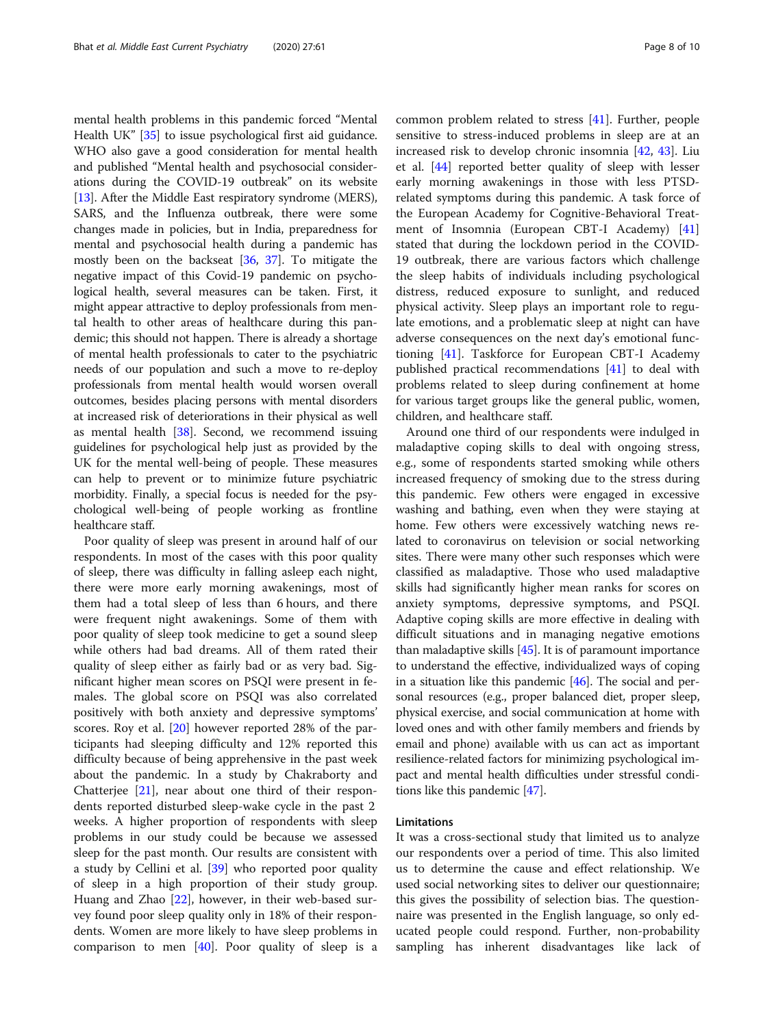mental health problems in this pandemic forced “Mental Health UK” [35] to issue psychological first aid guidance. WHO also gave a good consideration for mental health and published “Mental health and psychosocial considerations during the COVID-19 outbreak” on its website [13]. After the Middle East respiratory syndrome (MERS), SARS, and the Influenza outbreak, there were some changes made in policies, but in India, preparedness for mental and psychosocial health during a pandemic has mostly been on the backseat [36, 37]. To mitigate the negative impact of this Covid-19 pandemic on psychological health, several measures can be taken. First, it might appear attractive to deploy professionals from mental health to other areas of healthcare during this pandemic; this should not happen. There is already a shortage of mental health professionals to cater to the psychiatric needs of our population and such a move to re-deploy professionals from mental health would worsen overall outcomes, besides placing persons with mental disorders at increased risk of deteriorations in their physical as well as mental health [38]. Second, we recommend issuing guidelines for psychological help just as provided by the UK for the mental well-being of people. These measures can help to prevent or to minimize future psychiatric morbidity. Finally, a special focus is needed for the psychological well-being of people working as frontline healthcare staff.

Poor quality of sleep was present in around half of our respondents. In most of the cases with this poor quality of sleep, there was difficulty in falling asleep each night, there were more early morning awakenings, most of them had a total sleep of less than 6 hours, and there were frequent night awakenings. Some of them with poor quality of sleep took medicine to get a sound sleep while others had bad dreams. All of them rated their quality of sleep either as fairly bad or as very bad. Significant higher mean scores on PSQI were present in females. The global score on PSQI was also correlated positively with both anxiety and depressive symptoms' scores. Roy et al. [20] however reported 28% of the participants had sleeping difficulty and 12% reported this difficulty because of being apprehensive in the past week about the pandemic. In a study by Chakraborty and Chatterjee [21], near about one third of their respondents reported disturbed sleep-wake cycle in the past 2 weeks. A higher proportion of respondents with sleep problems in our study could be because we assessed sleep for the past month. Our results are consistent with a study by Cellini et al. [39] who reported poor quality of sleep in a high proportion of their study group. Huang and Zhao [22], however, in their web-based survey found poor sleep quality only in 18% of their respondents. Women are more likely to have sleep problems in comparison to men [40]. Poor quality of sleep is a common problem related to stress [41]. Further, people sensitive to stress-induced problems in sleep are at an increased risk to develop chronic insomnia [42, 43]. Liu et al. [44] reported better quality of sleep with lesser early morning awakenings in those with less PTSD-related symptoms during this pandemic. A task force of the European Academy for Cognitive-Behavioral Treatment of Insomnia (European CBT-I Academy) [41] stated that during the lockdown period in the COVID-19 outbreak, there are various factors which challenge the sleep habits of individuals including psychological distress, reduced exposure to sunlight, and reduced physical activity. Sleep plays an important role to regulate emotions, and a problematic sleep at night can have adverse consequences on the next day's emotional functioning [41]. Taskforce for European CBT-I Academy published practical recommendations [41] to deal with problems related to sleep during confinement at home for various target groups like the general public, women, children, and healthcare staff.

Around one third of our respondents were indulged in maladaptive coping skills to deal with ongoing stress, e.g., some of respondents started smoking while others increased frequency of smoking due to the stress during this pandemic. Few others were engaged in excessive washing and bathing, even when they were staying at home. Few others were excessively watching news related to coronavirus on television or social networking sites. There were many other such responses which were classified as maladaptive. Those who used maladaptive skills had significantly higher mean ranks for scores on anxiety symptoms, depressive symptoms, and PSQI. Adaptive coping skills are more effective in dealing with difficult situations and in managing negative emotions than maladaptive skills [45]. It is of paramount importance to understand the effective, individualized ways of coping in a situation like this pandemic [46]. The social and personal resources (e.g., proper balanced diet, proper sleep, physical exercise, and social communication at home with loved ones and with other family members and friends by email and phone) available with us can act as important resilience-related factors for minimizing psychological impact and mental health difficulties under stressful conditions like this pandemic [47].

## Limitations

It was a cross-sectional study that limited us to analyze our respondents over a period of time. This also limited us to determine the cause and effect relationship. We used social networking sites to deliver our questionnaire; this gives the possibility of selection bias. The questionnaire was presented in the English language, so only educated people could respond. Further, non-probability sampling has inherent disadvantages like lack of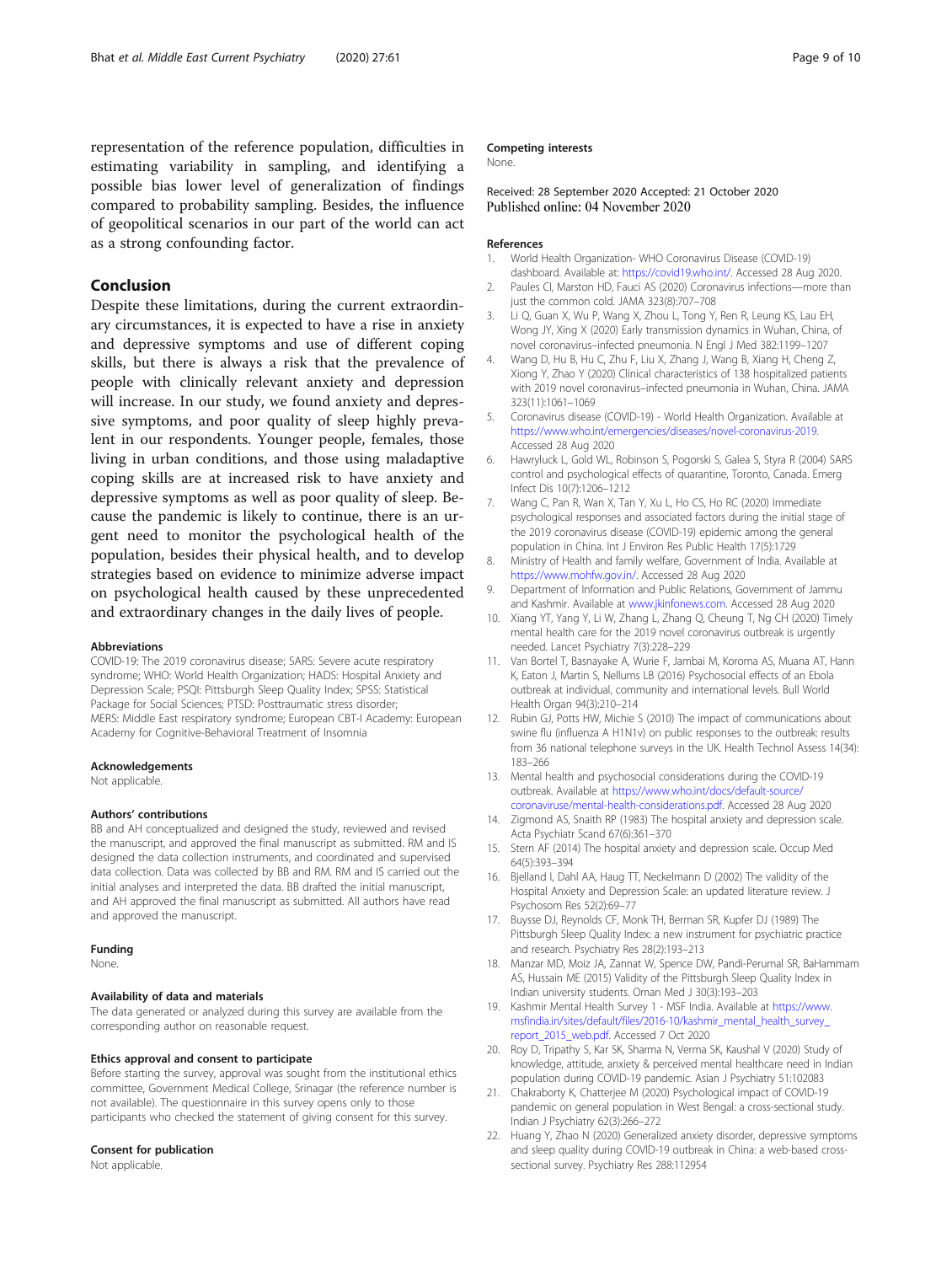representation of the reference population, difficulties in estimating variability in sampling, and identifying a possible bias lower level of generalization of findings compared to probability sampling. Besides, the influence of geopolitical scenarios in our part of the world can act as a strong confounding factor.

## Conclusion

Despite these limitations, during the current extraordinary circumstances, it is expected to have a rise in anxiety and depressive symptoms and use of different coping skills, but there is always a risk that the prevalence of people with clinically relevant anxiety and depression will increase. In our study, we found anxiety and depressive symptoms, and poor quality of sleep highly prevalent in our respondents. Younger people, females, those living in urban conditions, and those using maladaptive coping skills are at increased risk to have anxiety and depressive symptoms as well as poor quality of sleep. Because the pandemic is likely to continue, there is an urgent need to monitor the psychological health of the population, besides their physical health, and to develop strategies based on evidence to minimize adverse impact on psychological health caused by these unprecedented and extraordinary changes in the daily lives of people.

#### Abbreviations

COVID-19: The 2019 coronavirus disease; SARS: Severe acute respiratory syndrome; WHO: World Health Organization; HADS: Hospital Anxiety and Depression Scale; PSQI: Pittsburgh Sleep Quality Index; SPSS: Statistical Package for Social Sciences; PTSD: Posttraumatic stress disorder; MERS: Middle East respiratory syndrome; European CBT-I Academy: European Academy for Cognitive-Behavioral Treatment of Insomnia

#### Acknowledgements

Not applicable.

#### Authors' contributions

BB and AH conceptualized and designed the study, reviewed and revised the manuscript, and approved the final manuscript as submitted. RM and IS designed the data collection instruments, and coordinated and supervised data collection. Data was collected by BB and RM. RM and IS carried out the initial analyses and interpreted the data. BB drafted the initial manuscript, and AH approved the final manuscript as submitted. All authors have read and approved the manuscript.

#### Funding

None.

#### Availability of data and materials

The data generated or analyzed during this survey are available from the corresponding author on reasonable request.

#### Ethics approval and consent to participate

Before starting the survey, approval was sought from the institutional ethics committee, Government Medical College, Srinagar (the reference number is not available). The questionnaire in this survey opens only to those participants who checked the statement of giving consent for this survey.

#### Consent for publication

Not applicable.

#### Competing interests

None.

Received: 28 September 2020 Accepted: 21 October 2020
Published online: 04 November 2020

#### References

1. World Health Organization- WHO Coronavirus Disease (COVID-19) dashboard. Available at: https://covid19.who.int/. Accessed 28 Aug 2020.
2. Paules CI, Marston HD, Fauci AS (2020) Coronavirus infections—more than just the common cold. JAMA 323(8):707–708
3. Li Q, Guan X, Wu P, Wang X, Zhou L, Tong Y, Ren R, Leung KS, Lau EH, Wong JY, Xing X (2020) Early transmission dynamics in Wuhan, China, of novel coronavirus–infected pneumonia. N Engl J Med 382:1199–1207
4. Wang D, Hu B, Hu C, Zhu F, Liu X, Zhang J, Wang B, Xiang H, Cheng Z, Xiong Y, Zhao Y (2020) Clinical characteristics of 138 hospitalized patients with 2019 novel coronavirus–infected pneumonia in Wuhan, China. JAMA 323(11):1061–1069
5. Coronavirus disease (COVID-19) - World Health Organization. Available at https://www.who.int/emergencies/diseases/novel-coronavirus-2019. Accessed 28 Aug 2020
6. Hawryluck L, Gold WL, Robinson S, Pogorski S, Galea S, Styra R (2004) SARS control and psychological effects of quarantine, Toronto, Canada. Emerg Infect Dis 10(7):1206–1212
7. Wang C, Pan R, Wan X, Tan Y, Xu L, Ho CS, Ho RC (2020) Immediate psychological responses and associated factors during the initial stage of the 2019 coronavirus disease (COVID-19) epidemic among the general population in China. Int J Environ Res Public Health 17(5):1729
8. Ministry of Health and family welfare, Government of India. Available at https://www.mohfw.gov.in/. Accessed 28 Aug 2020
9. Department of Information and Public Relations, Government of Jammu and Kashmir. Available at www.jkinfonews.com. Accessed 28 Aug 2020
10. Xiang YT, Yang Y, Li W, Zhang L, Zhang Q, Cheung T, Ng CH (2020) Timely mental health care for the 2019 novel coronavirus outbreak is urgently needed. Lancet Psychiatry 7(3):228–229
11. Van Bortel T, Basnayake A, Wurie F, Jambai M, Koroma AS, Muana AT, Hann K, Eaton J, Martin S, Nellums LB (2016) Psychosocial effects of an Ebola outbreak at individual, community and international levels. Bull World Health Organ 94(3):210–214
12. Rubin GJ, Potts HW, Michie S (2010) The impact of communications about swine flu (influenza A H1N1v) on public responses to the outbreak: results from 36 national telephone surveys in the UK. Health Technol Assess 14(34): 183–266
13. Mental health and psychosocial considerations during the COVID-19 outbreak. Available at https://www.who.int/docs/default-source/coronaviruse/mental-health-considerations.pdf. Accessed 28 Aug 2020
14. Zigmond AS, Snaith RP (1983) The hospital anxiety and depression scale. Acta Psychiatr Scand 67(6):361–370
15. Stern AF (2014) The hospital anxiety and depression scale. Occup Med 64(5):393–394
16. Bjelland I, Dahl AA, Haug TT, Neckelmann D (2002) The validity of the Hospital Anxiety and Depression Scale: an updated literature review. J Psychosom Res 52(2):69–77
17. Buysse DJ, Reynolds CF, Monk TH, Berman SR, Kupfer DJ (1989) The Pittsburgh Sleep Quality Index: a new instrument for psychiatric practice and research. Psychiatry Res 28(2):193–213
18. Manzar MD, Moiz JA, Zannat W, Spence DW, Pandi-Perumal SR, BaHammam AS, Hussain ME (2015) Validity of the Pittsburgh Sleep Quality Index in Indian university students. Oman Med J 30(3):193–203
19. Kashmir Mental Health Survey 1 - MSF India. Available at https://www.msfindia.in/sites/default/files/2016-10/kashmir_mental_health_survey_report_2015_web.pdf. Accessed 7 Oct 2020
20. Roy D, Tripathy S, Kar SK, Sharma N, Verma SK, Kaushal V (2020) Study of knowledge, attitude, anxiety & perceived mental healthcare need in Indian population during COVID-19 pandemic. Asian J Psychiatry 51:102083
21. Chakraborty K, Chatterjee M (2020) Psychological impact of COVID-19 pandemic on general population in West Bengal: a cross-sectional study. Indian J Psychiatry 62(3):266–272
22. Huang Y, Zhao N (2020) Generalized anxiety disorder, depressive symptoms and sleep quality during COVID-19 outbreak in China: a web-based cross-sectional survey. Psychiatry Res 288:112954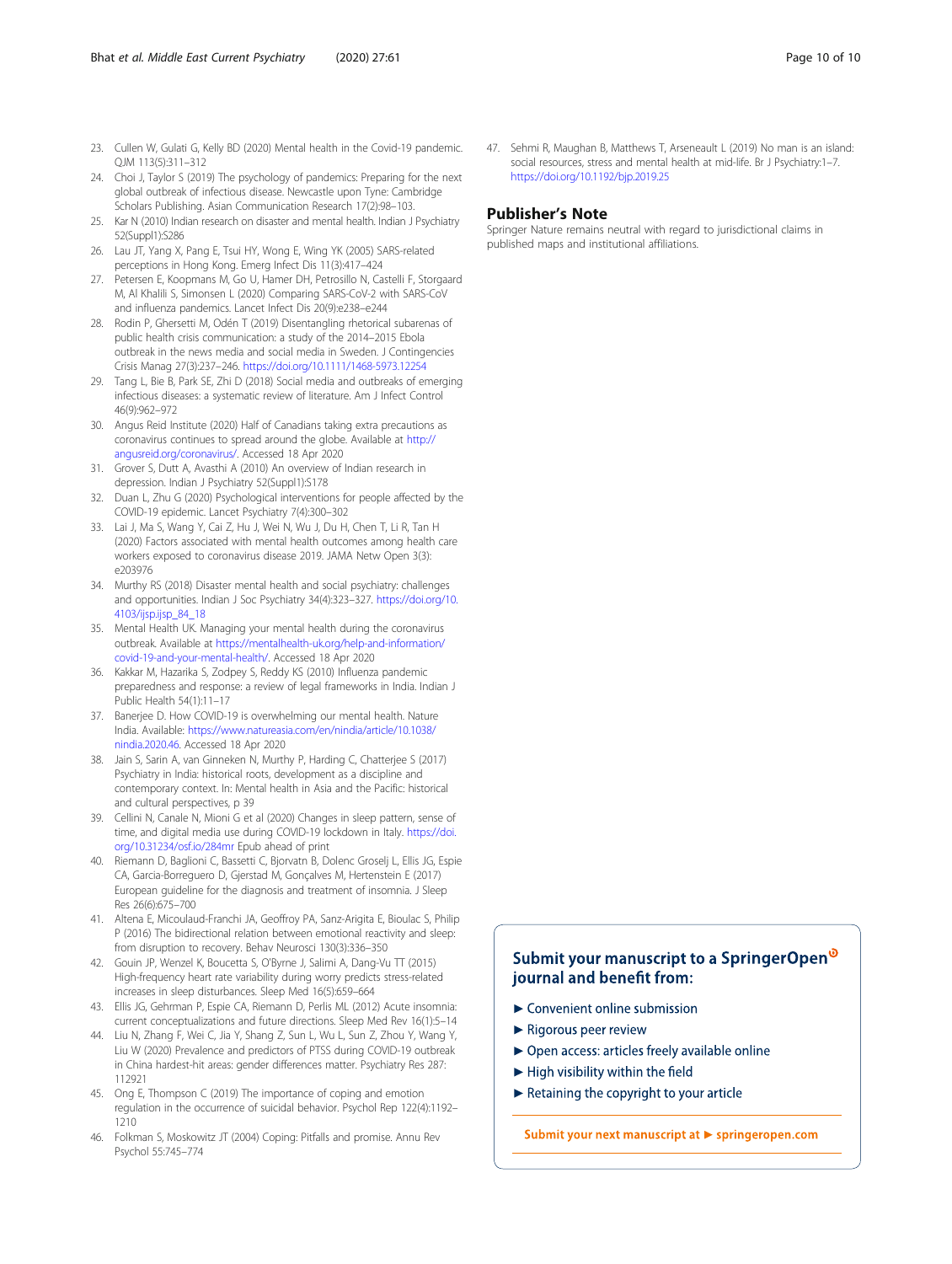23. Cullen W, Gulati G, Kelly BD (2020) Mental health in the Covid-19 pandemic. QJM 113(5):311–312
24. Choi J, Taylor S (2019) The psychology of pandemics: Preparing for the next global outbreak of infectious disease. Newcastle upon Tyne: Cambridge Scholars Publishing. Asian Communication Research 17(2):98–103.
25. Kar N (2010) Indian research on disaster and mental health. Indian J Psychiatry 52(Suppl1):S286
26. Lau JT, Yang X, Pang E, Tsui HY, Wong E, Wing YK (2005) SARS-related perceptions in Hong Kong. Emerg Infect Dis 11(3):417–424
27. Petersen E, Koopmans M, Go U, Hamer DH, Petrosillo N, Castelli F, Storgaard M, Al Khalili S, Simonsen L (2020) Comparing SARS-CoV-2 with SARS-CoV and influenza pandemics. Lancet Infect Dis 20(9):e238–e244
28. Rodin P, Ghersetti M, Odén T (2019) Disentangling rhetorical subarenas of public health crisis communication: a study of the 2014–2015 Ebola outbreak in the news media and social media in Sweden. J Contingencies Crisis Manag 27(3):237–246. https://doi.org/10.1111/1468-5973.12254
29. Tang L, Bie B, Park SE, Zhi D (2018) Social media and outbreaks of emerging infectious diseases: a systematic review of literature. Am J Infect Control 46(9):962–972
30. Angus Reid Institute (2020) Half of Canadians taking extra precautions as coronavirus continues to spread around the globe. Available at http://angusreid.org/coronavirus/. Accessed 18 Apr 2020
31. Grover S, Dutt A, Avasthi A (2010) An overview of Indian research in depression. Indian J Psychiatry 52(Suppl1):S178
32. Duan L, Zhu G (2020) Psychological interventions for people affected by the COVID-19 epidemic. Lancet Psychiatry 7(4):300–302
33. Lai J, Ma S, Wang Y, Cai Z, Hu J, Wei N, Wu J, Du H, Chen T, Li R, Tan H (2020) Factors associated with mental health outcomes among health care workers exposed to coronavirus disease 2019. JAMA Netw Open 3(3): e203976
34. Murthy RS (2018) Disaster mental health and social psychiatry: challenges and opportunities. Indian J Soc Psychiatry 34(4):323–327. https://doi.org/10.4103/ijsp.ijsp_84_18
35. Mental Health UK. Managing your mental health during the coronavirus outbreak. Available at https://mentalhealth-uk.org/help-and-information/covid-19-and-your-mental-health/. Accessed 18 Apr 2020
36. Kakkar M, Hazarika S, Zodpey S, Reddy KS (2010) Influenza pandemic preparedness and response: a review of legal frameworks in India. Indian J Public Health 54(1):11–17
37. Banerjee D. How COVID-19 is overwhelming our mental health. Nature India. Available: https://www.natureasia.com/en/nindia/article/10.1038/nindia.2020.46. Accessed 18 Apr 2020
38. Jain S, Sarin A, van Ginneken N, Murthy P, Harding C, Chatterjee S (2017) Psychiatry in India: historical roots, development as a discipline and contemporary context. In: Mental health in Asia and the Pacific: historical and cultural perspectives, p 39
39. Cellini N, Canale N, Mioni G et al (2020) Changes in sleep pattern, sense of time, and digital media use during COVID-19 lockdown in Italy. https://doi.org/10.31234/osf.io/284mr Epub ahead of print
40. Riemann D, Baglioni C, Bassetti C, Bjorvatn B, Dolenc Groselj L, Ellis JG, Espie CA, Garcia-Borreguero D, Gjerstad M, Gonçalves M, Hertenstein E (2017) European guideline for the diagnosis and treatment of insomnia. J Sleep Res 26(6):675–700
41. Altena E, Micoulaud-Franchi JA, Geoffroy PA, Sanz-Arigita E, Bioulac S, Philip P (2016) The bidirectional relation between emotional reactivity and sleep: from disruption to recovery. Behav Neurosci 130(3):336–350
42. Gouin JP, Wenzel K, Boucetta S, O'Byrne J, Salimi A, Dang-Vu TT (2015) High-frequency heart rate variability during worry predicts stress-related increases in sleep disturbances. Sleep Med 16(5):659–664
43. Ellis JG, Gehrman P, Espie CA, Riemann D, Perlis ML (2012) Acute insomnia: current conceptualizations and future directions. Sleep Med Rev 16(1):5–14
44. Liu N, Zhang F, Wei C, Jia Y, Shang Z, Sun L, Wu L, Sun Z, Zhou Y, Wang Y, Liu W (2020) Prevalence and predictors of PTSS during COVID-19 outbreak in China hardest-hit areas: gender differences matter. Psychiatry Res 287: 112921
45. Ong E, Thompson C (2019) The importance of coping and emotion regulation in the occurrence of suicidal behavior. Psychol Rep 122(4):1192–1210
46. Folkman S, Moskowitz JT (2004) Coping: Pitfalls and promise. Annu Rev Psychol 55:745–774
47. Sehmi R, Maughan B, Matthews T, Arseneault L (2019) No man is an island: social resources, stress and mental health at mid-life. Br J Psychiatry:1–7. https://doi.org/10.1192/bjp.2019.25

## Publisher's Note

Springer Nature remains neutral with regard to jurisdictional claims in published maps and institutional affiliations.

**Submit your manuscript to a SpringerOpen journal and benefit from:**

- ► Convenient online submission
- ► Rigorous peer review
- ► Open access: articles freely available online
- ► High visibility within the field
- ► Retaining the copyright to your article

**Submit your next manuscript at ► springeropen.com**